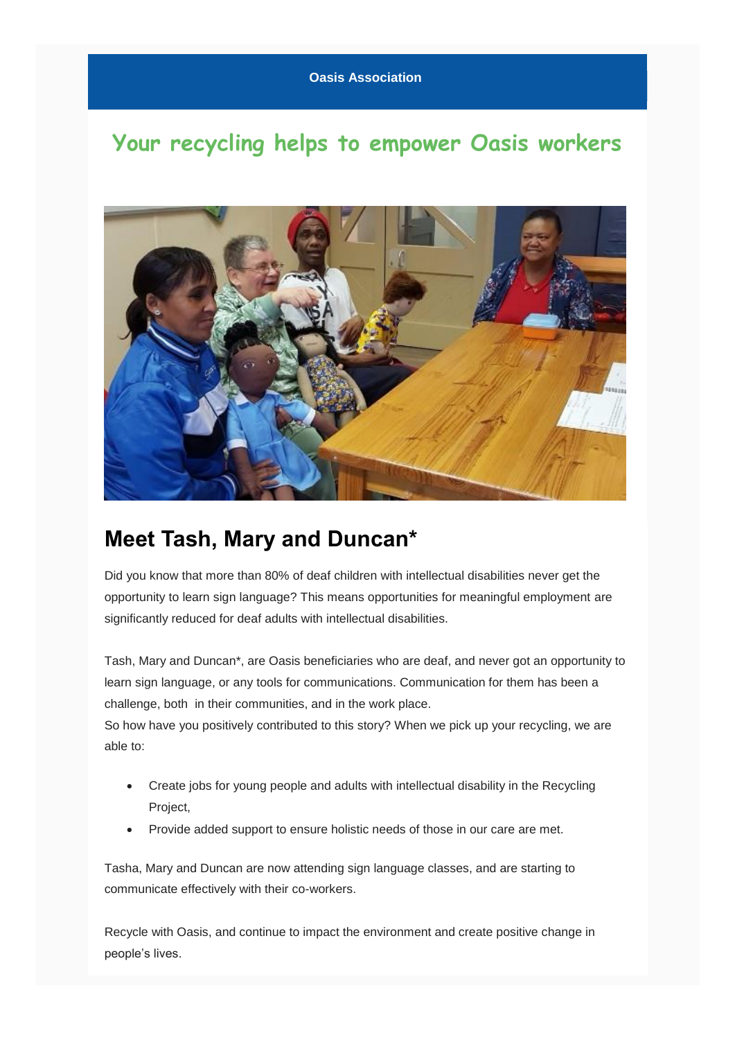Oasis Association

# Your recycling helps to empower Oasis workers

## Meet Tash, Mary and Duncan*

Did you know that more than 80% of deaf children with intellectual disabilities never get the opportunity to learn sign language? This means opportunities for meaningful employment are significantly reduced for deaf adults with intellectual disabilities.

Tash, Mary and Duncan*, are Oasis beneficiaries who are deaf, and never got an opportunity to learn sign language, or any tools for communications. Communication for them has been a challenge, both in their communities, and in the work place.

So how have you positively contributed to this story? When we pick up your recycling, we are able to:

- Create jobs for young people and adults with intellectual disability in the Recycling Project,
- Provide added support to ensure holistic needs of those in our care are met.

Tasha, Mary and Duncan are now attending sign language classes, and are starting to communicate effectively with their co-workers.

Recycle with Oasis, and continue to impact the environment and create positive change in people's lives.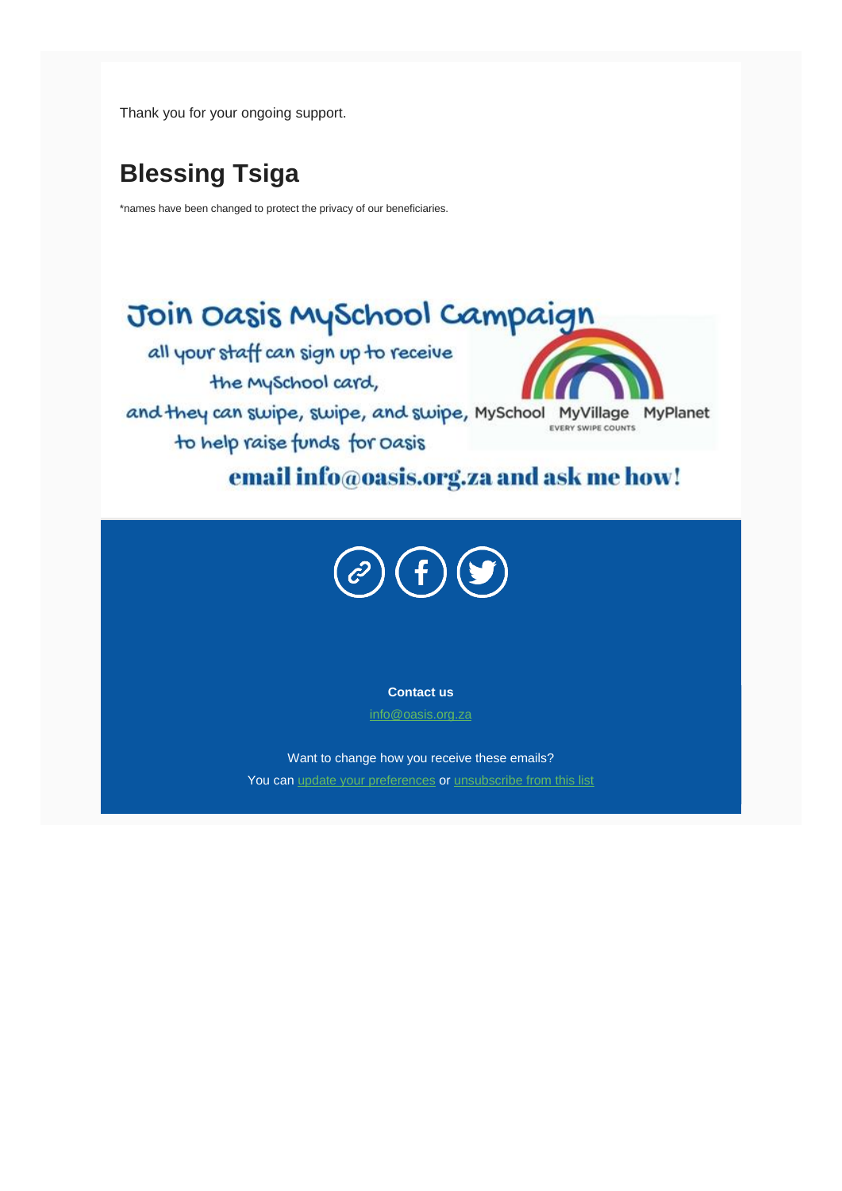Thank you for your ongoing support.

## Blessing Tsiga

*names have been changed to protect the privacy of our beneficiaries.

Join Oasis MySchool Campaign

all your staff can sign up to receive the MySchool card,

and they can swipe, swipe, and swipe, to help raise funds for Oasis

MySchool MyVillage MyPlanet

EVERY SWIPE COUNTS

email info@oasis.org.za and ask me how!

**Contact us**

info@oasis.org.za

Want to change how you receive these emails?

You can update your preferences or unsubscribe from this list